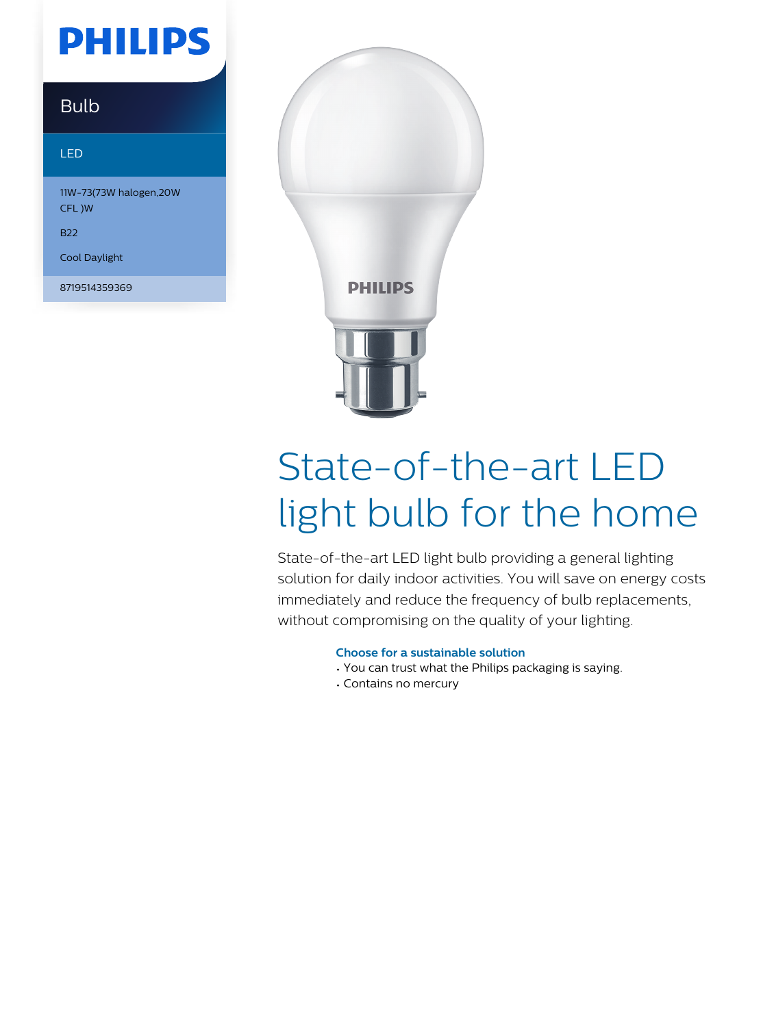PHILIPS

Bulb

LED

11W-73(73W halogen,20W CFL )W

B22

Cool Daylight

8719514359369

# State-of-the-art LED light bulb for the home

State-of-the-art LED light bulb providing a general lighting solution for daily indoor activities. You will save on energy costs immediately and reduce the frequency of bulb replacements, without compromising on the quality of your lighting.

### Choose for a sustainable solution

- You can trust what the Philips packaging is saying.
- Contains no mercury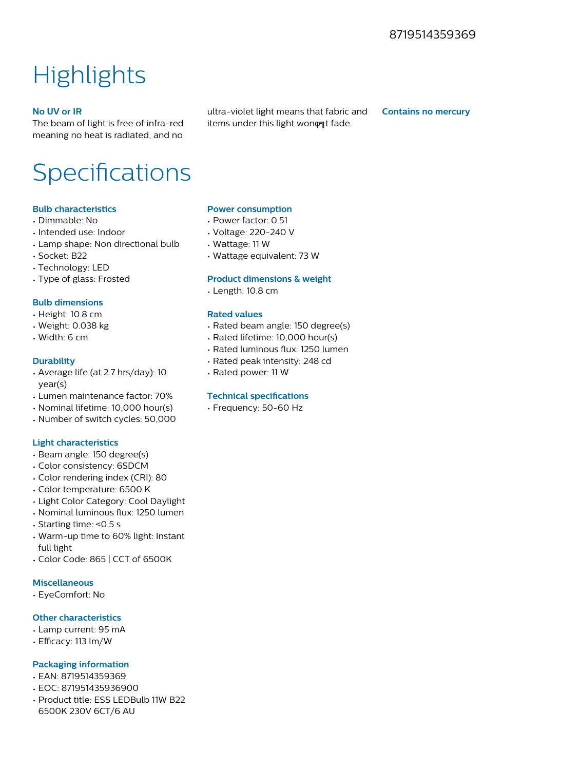8719514359369

# Highlights

### No UV or IR

The beam of light is free of infra-red meaning no heat is radiated, and no ultra-violet light means that fabric and items under this light wonφηt fade.

### Contains no mercury

# Specifications

### Bulb characteristics

- Dimmable: No
- Intended use: Indoor
- Lamp shape: Non directional bulb
- Socket: B22
- Technology: LED
- Type of glass: Frosted

### Bulb dimensions

- Height: 10.8 cm
- Weight: 0.038 kg
- Width: 6 cm

### Durability

- Average life (at 2.7 hrs/day): 10 year(s)
- Lumen maintenance factor: 70%
- Nominal lifetime: 10,000 hour(s)
- Number of switch cycles: 50,000

### Light characteristics

- Beam angle: 150 degree(s)
- Color consistency: 6SDCM
- Color rendering index (CRI): 80
- Color temperature: 6500 K
- Light Color Category: Cool Daylight
- Nominal luminous flux: 1250 lumen
- Starting time: <0.5 s
- Warm-up time to 60% light: Instant full light
- Color Code: 865 | CCT of 6500K

### Miscellaneous

- EyeComfort: No

### Other characteristics

- Lamp current: 95 mA
- Efficacy: 113 lm/W

### Packaging information

- EAN: 8719514359369
- EOC: 871951435936900
- Product title: ESS LEDBulb 11W B22 6500K 230V 6CT/6 AU

### Power consumption

- Power factor: 0.51
- Voltage: 220-240 V
- Wattage: 11 W
- Wattage equivalent: 73 W

### Product dimensions & weight

- Length: 10.8 cm

### Rated values

- Rated beam angle: 150 degree(s)
- Rated lifetime: 10,000 hour(s)
- Rated luminous flux: 1250 lumen
- Rated peak intensity: 248 cd
- Rated power: 11 W

### Technical specifications

- Frequency: 50-60 Hz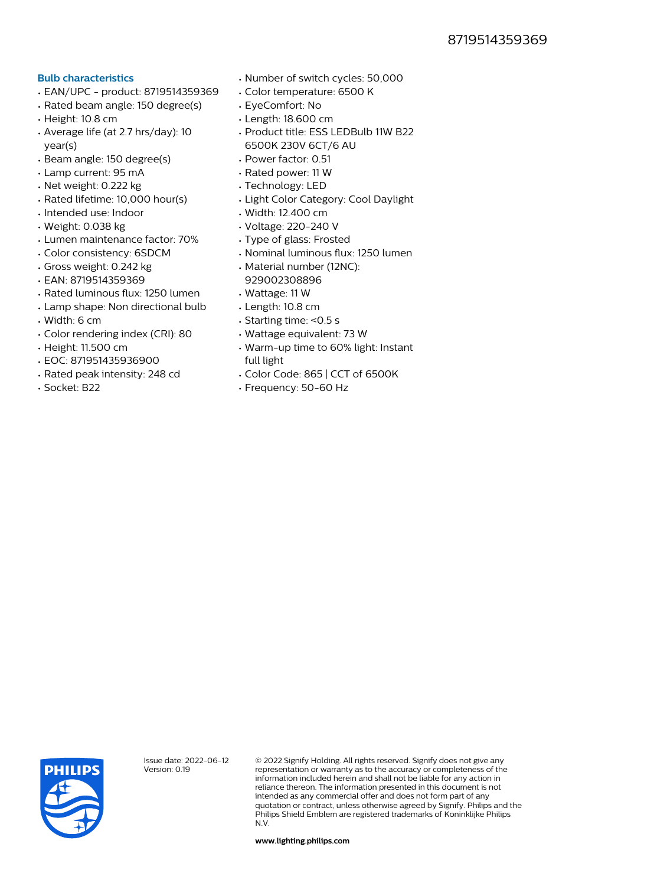## Bulb characteristics

- EAN/UPC - product: 8719514359369
- Rated beam angle: 150 degree(s)
- Height: 10.8 cm
- Average life (at 2.7 hrs/day): 10 year(s)
- Beam angle: 150 degree(s)
- Lamp current: 95 mA
- Net weight: 0.222 kg
- Rated lifetime: 10,000 hour(s)
- Intended use: Indoor
- Weight: 0.038 kg
- Lumen maintenance factor: 70%
- Color consistency: 6SDCM
- Gross weight: 0.242 kg
- EAN: 8719514359369
- Rated luminous flux: 1250 lumen
- Lamp shape: Non directional bulb
- Width: 6 cm
- Color rendering index (CRI): 80
- Height: 11.500 cm
- EOC: 871951435936900
- Rated peak intensity: 248 cd
- Socket: B22
- Number of switch cycles: 50,000
- Color temperature: 6500 K
- EyeComfort: No
- Length: 18.600 cm
- Product title: ESS LEDBulb 11W B22 6500K 230V 6CT/6 AU
- Power factor: 0.51
- Rated power: 11 W
- Technology: LED
- Light Color Category: Cool Daylight
- Width: 12.400 cm
- Voltage: 220-240 V
- Type of glass: Frosted
- Nominal luminous flux: 1250 lumen
- Material number (12NC): 929002308896
- Wattage: 11 W
- Length: 10.8 cm
- Starting time: <0.5 s
- Wattage equivalent: 73 W
- Warm-up time to 60% light: Instant full light
- Color Code: 865 | CCT of 6500K
- Frequency: 50-60 Hz

Issue date: 2022-06-12
Version: 0.19

© 2022 Signify Holding. All rights reserved. Signify does not give any representation or warranty as to the accuracy or completeness of the information included herein and shall not be liable for any action in reliance thereon. The information presented in this document is not intended as any commercial offer and does not form part of any quotation or contract, unless otherwise agreed by Signify. Philips and the Philips Shield Emblem are registered trademarks of Koninklijke Philips N.V.

**www.lighting.philips.com**